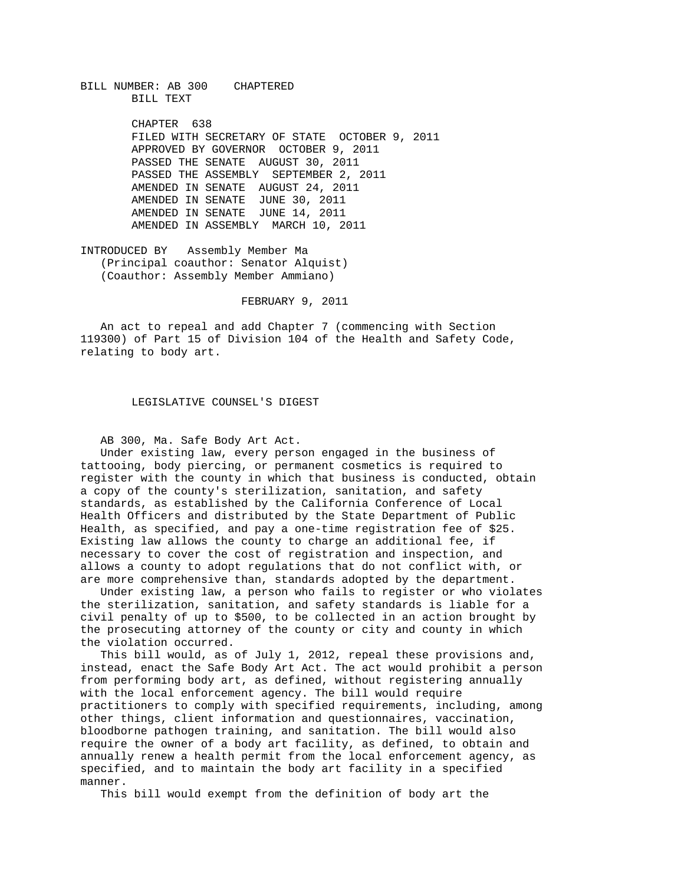BILL NUMBER: AB 300 CHAPTERED
BILL TEXT

CHAPTER 638
FILED WITH SECRETARY OF STATE OCTOBER 9, 2011
APPROVED BY GOVERNOR OCTOBER 9, 2011
PASSED THE SENATE AUGUST 30, 2011
PASSED THE ASSEMBLY SEPTEMBER 2, 2011
AMENDED IN SENATE AUGUST 24, 2011
AMENDED IN SENATE JUNE 30, 2011
AMENDED IN SENATE JUNE 14, 2011
AMENDED IN ASSEMBLY MARCH 10, 2011

INTRODUCED BY Assembly Member Ma
(Principal coauthor: Senator Alquist)
(Coauthor: Assembly Member Ammiano)

FEBRUARY 9, 2011

An act to repeal and add Chapter 7 (commencing with Section 119300) of Part 15 of Division 104 of the Health and Safety Code, relating to body art.

## LEGISLATIVE COUNSEL'S DIGEST

AB 300, Ma. Safe Body Art Act.

Under existing law, every person engaged in the business of tattooing, body piercing, or permanent cosmetics is required to register with the county in which that business is conducted, obtain a copy of the county's sterilization, sanitation, and safety standards, as established by the California Conference of Local Health Officers and distributed by the State Department of Public Health, as specified, and pay a one-time registration fee of $25. Existing law allows the county to charge an additional fee, if necessary to cover the cost of registration and inspection, and allows a county to adopt regulations that do not conflict with, or are more comprehensive than, standards adopted by the department.

Under existing law, a person who fails to register or who violates the sterilization, sanitation, and safety standards is liable for a civil penalty of up to $500, to be collected in an action brought by the prosecuting attorney of the county or city and county in which the violation occurred.

This bill would, as of July 1, 2012, repeal these provisions and, instead, enact the Safe Body Art Act. The act would prohibit a person from performing body art, as defined, without registering annually with the local enforcement agency. The bill would require practitioners to comply with specified requirements, including, among other things, client information and questionnaires, vaccination, bloodborne pathogen training, and sanitation. The bill would also require the owner of a body art facility, as defined, to obtain and annually renew a health permit from the local enforcement agency, as specified, and to maintain the body art facility in a specified manner.

This bill would exempt from the definition of body art the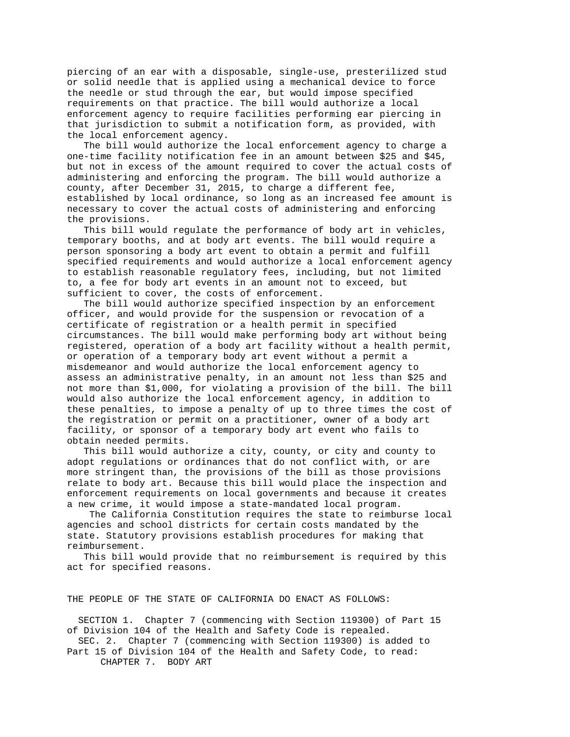piercing of an ear with a disposable, single-use, presterilized stud or solid needle that is applied using a mechanical device to force the needle or stud through the ear, but would impose specified requirements on that practice. The bill would authorize a local enforcement agency to require facilities performing ear piercing in that jurisdiction to submit a notification form, as provided, with the local enforcement agency.

The bill would authorize the local enforcement agency to charge a one-time facility notification fee in an amount between $25 and $45, but not in excess of the amount required to cover the actual costs of administering and enforcing the program. The bill would authorize a county, after December 31, 2015, to charge a different fee, established by local ordinance, so long as an increased fee amount is necessary to cover the actual costs of administering and enforcing the provisions.

This bill would regulate the performance of body art in vehicles, temporary booths, and at body art events. The bill would require a person sponsoring a body art event to obtain a permit and fulfill specified requirements and would authorize a local enforcement agency to establish reasonable regulatory fees, including, but not limited to, a fee for body art events in an amount not to exceed, but sufficient to cover, the costs of enforcement.

The bill would authorize specified inspection by an enforcement officer, and would provide for the suspension or revocation of a certificate of registration or a health permit in specified circumstances. The bill would make performing body art without being registered, operation of a body art facility without a health permit, or operation of a temporary body art event without a permit a misdemeanor and would authorize the local enforcement agency to assess an administrative penalty, in an amount not less than $25 and not more than $1,000, for violating a provision of the bill. The bill would also authorize the local enforcement agency, in addition to these penalties, to impose a penalty of up to three times the cost of the registration or permit on a practitioner, owner of a body art facility, or sponsor of a temporary body art event who fails to obtain needed permits.

This bill would authorize a city, county, or city and county to adopt regulations or ordinances that do not conflict with, or are more stringent than, the provisions of the bill as those provisions relate to body art. Because this bill would place the inspection and enforcement requirements on local governments and because it creates a new crime, it would impose a state-mandated local program.

The California Constitution requires the state to reimburse local agencies and school districts for certain costs mandated by the state. Statutory provisions establish procedures for making that reimbursement.

This bill would provide that no reimbursement is required by this act for specified reasons.

THE PEOPLE OF THE STATE OF CALIFORNIA DO ENACT AS FOLLOWS:

SECTION 1. Chapter 7 (commencing with Section 119300) of Part 15 of Division 104 of the Health and Safety Code is repealed.

SEC. 2. Chapter 7 (commencing with Section 119300) is added to Part 15 of Division 104 of the Health and Safety Code, to read:

CHAPTER 7. BODY ART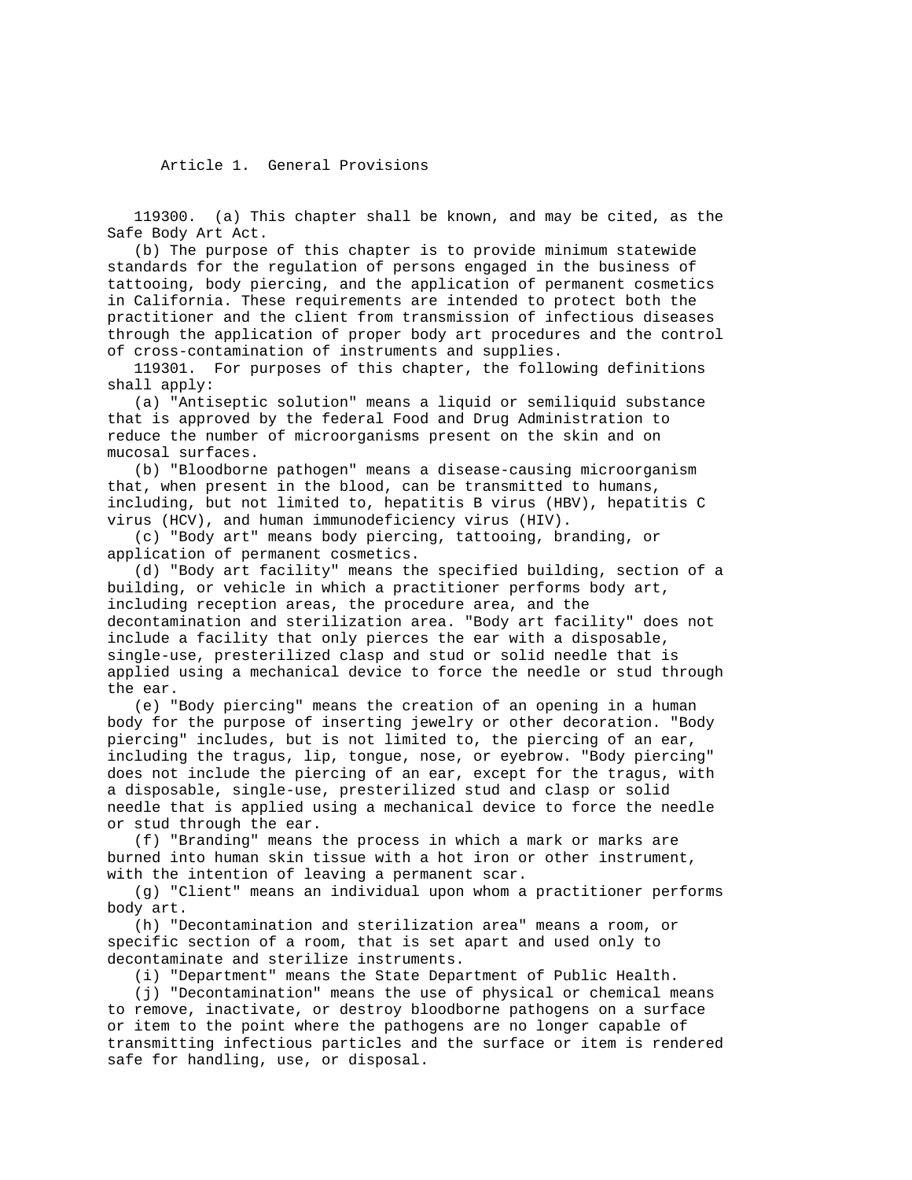## Article 1. General Provisions

119300. (a) This chapter shall be known, and may be cited, as the Safe Body Art Act.

(b) The purpose of this chapter is to provide minimum statewide standards for the regulation of persons engaged in the business of tattooing, body piercing, and the application of permanent cosmetics in California. These requirements are intended to protect both the practitioner and the client from transmission of infectious diseases through the application of proper body art procedures and the control of cross-contamination of instruments and supplies.

119301. For purposes of this chapter, the following definitions shall apply:

(a) "Antiseptic solution" means a liquid or semiliquid substance that is approved by the federal Food and Drug Administration to reduce the number of microorganisms present on the skin and on mucosal surfaces.

(b) "Bloodborne pathogen" means a disease-causing microorganism that, when present in the blood, can be transmitted to humans, including, but not limited to, hepatitis B virus (HBV), hepatitis C virus (HCV), and human immunodeficiency virus (HIV).

(c) "Body art" means body piercing, tattooing, branding, or application of permanent cosmetics.

(d) "Body art facility" means the specified building, section of a building, or vehicle in which a practitioner performs body art, including reception areas, the procedure area, and the decontamination and sterilization area. "Body art facility" does not include a facility that only pierces the ear with a disposable, single-use, presterilized clasp and stud or solid needle that is applied using a mechanical device to force the needle or stud through the ear.

(e) "Body piercing" means the creation of an opening in a human body for the purpose of inserting jewelry or other decoration. "Body piercing" includes, but is not limited to, the piercing of an ear, including the tragus, lip, tongue, nose, or eyebrow. "Body piercing" does not include the piercing of an ear, except for the tragus, with a disposable, single-use, presterilized stud and clasp or solid needle that is applied using a mechanical device to force the needle or stud through the ear.

(f) "Branding" means the process in which a mark or marks are burned into human skin tissue with a hot iron or other instrument, with the intention of leaving a permanent scar.

(g) "Client" means an individual upon whom a practitioner performs body art.

(h) "Decontamination and sterilization area" means a room, or specific section of a room, that is set apart and used only to decontaminate and sterilize instruments.

(i) "Department" means the State Department of Public Health.

(j) "Decontamination" means the use of physical or chemical means to remove, inactivate, or destroy bloodborne pathogens on a surface or item to the point where the pathogens are no longer capable of transmitting infectious particles and the surface or item is rendered safe for handling, use, or disposal.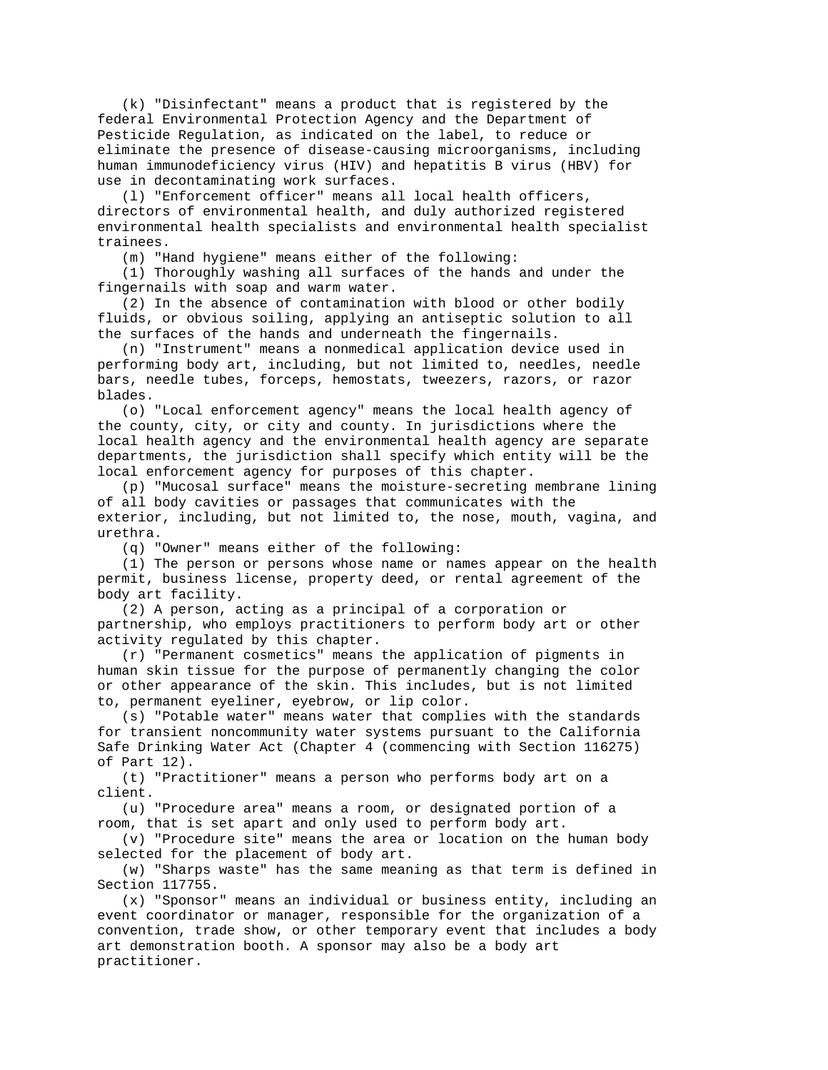(k) "Disinfectant" means a product that is registered by the federal Environmental Protection Agency and the Department of Pesticide Regulation, as indicated on the label, to reduce or eliminate the presence of disease-causing microorganisms, including human immunodeficiency virus (HIV) and hepatitis B virus (HBV) for use in decontaminating work surfaces.

(l) "Enforcement officer" means all local health officers, directors of environmental health, and duly authorized registered environmental health specialists and environmental health specialist trainees.

(m) "Hand hygiene" means either of the following:

(1) Thoroughly washing all surfaces of the hands and under the fingernails with soap and warm water.

(2) In the absence of contamination with blood or other bodily fluids, or obvious soiling, applying an antiseptic solution to all the surfaces of the hands and underneath the fingernails.

(n) "Instrument" means a nonmedical application device used in performing body art, including, but not limited to, needles, needle bars, needle tubes, forceps, hemostats, tweezers, razors, or razor blades.

(o) "Local enforcement agency" means the local health agency of the county, city, or city and county. In jurisdictions where the local health agency and the environmental health agency are separate departments, the jurisdiction shall specify which entity will be the local enforcement agency for purposes of this chapter.

(p) "Mucosal surface" means the moisture-secreting membrane lining of all body cavities or passages that communicates with the exterior, including, but not limited to, the nose, mouth, vagina, and urethra.

(q) "Owner" means either of the following:

(1) The person or persons whose name or names appear on the health permit, business license, property deed, or rental agreement of the body art facility.

(2) A person, acting as a principal of a corporation or partnership, who employs practitioners to perform body art or other activity regulated by this chapter.

(r) "Permanent cosmetics" means the application of pigments in human skin tissue for the purpose of permanently changing the color or other appearance of the skin. This includes, but is not limited to, permanent eyeliner, eyebrow, or lip color.

(s) "Potable water" means water that complies with the standards for transient noncommunity water systems pursuant to the California Safe Drinking Water Act (Chapter 4 (commencing with Section 116275) of Part 12).

(t) "Practitioner" means a person who performs body art on a client.

(u) "Procedure area" means a room, or designated portion of a room, that is set apart and only used to perform body art.

(v) "Procedure site" means the area or location on the human body selected for the placement of body art.

(w) "Sharps waste" has the same meaning as that term is defined in Section 117755.

(x) "Sponsor" means an individual or business entity, including an event coordinator or manager, responsible for the organization of a convention, trade show, or other temporary event that includes a body art demonstration booth. A sponsor may also be a body art practitioner.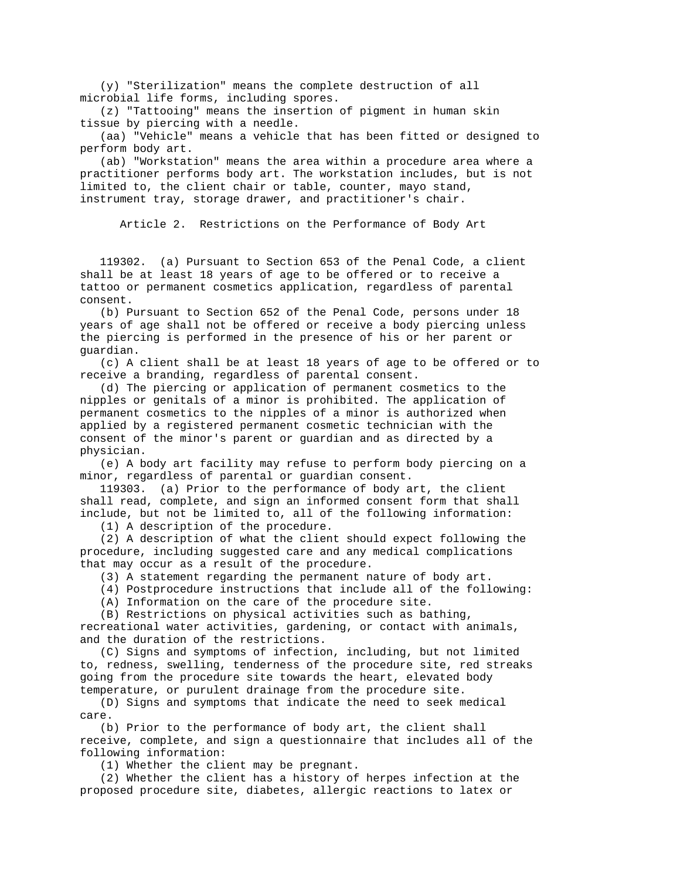(y) "Sterilization" means the complete destruction of all microbial life forms, including spores.

(z) "Tattooing" means the insertion of pigment in human skin tissue by piercing with a needle.

(aa) "Vehicle" means a vehicle that has been fitted or designed to perform body art.

(ab) "Workstation" means the area within a procedure area where a practitioner performs body art. The workstation includes, but is not limited to, the client chair or table, counter, mayo stand, instrument tray, storage drawer, and practitioner's chair.

## Article 2. Restrictions on the Performance of Body Art

119302. (a) Pursuant to Section 653 of the Penal Code, a client shall be at least 18 years of age to be offered or to receive a tattoo or permanent cosmetics application, regardless of parental consent.

(b) Pursuant to Section 652 of the Penal Code, persons under 18 years of age shall not be offered or receive a body piercing unless the piercing is performed in the presence of his or her parent or guardian.

(c) A client shall be at least 18 years of age to be offered or to receive a branding, regardless of parental consent.

(d) The piercing or application of permanent cosmetics to the nipples or genitals of a minor is prohibited. The application of permanent cosmetics to the nipples of a minor is authorized when applied by a registered permanent cosmetic technician with the consent of the minor's parent or guardian and as directed by a physician.

(e) A body art facility may refuse to perform body piercing on a minor, regardless of parental or guardian consent.

119303. (a) Prior to the performance of body art, the client shall read, complete, and sign an informed consent form that shall include, but not be limited to, all of the following information:

(1) A description of the procedure.

(2) A description of what the client should expect following the procedure, including suggested care and any medical complications that may occur as a result of the procedure.

(3) A statement regarding the permanent nature of body art.

(4) Postprocedure instructions that include all of the following:

(A) Information on the care of the procedure site.

(B) Restrictions on physical activities such as bathing, recreational water activities, gardening, or contact with animals, and the duration of the restrictions.

(C) Signs and symptoms of infection, including, but not limited to, redness, swelling, tenderness of the procedure site, red streaks going from the procedure site towards the heart, elevated body temperature, or purulent drainage from the procedure site.

(D) Signs and symptoms that indicate the need to seek medical care.

(b) Prior to the performance of body art, the client shall receive, complete, and sign a questionnaire that includes all of the following information:

(1) Whether the client may be pregnant.

(2) Whether the client has a history of herpes infection at the proposed procedure site, diabetes, allergic reactions to latex or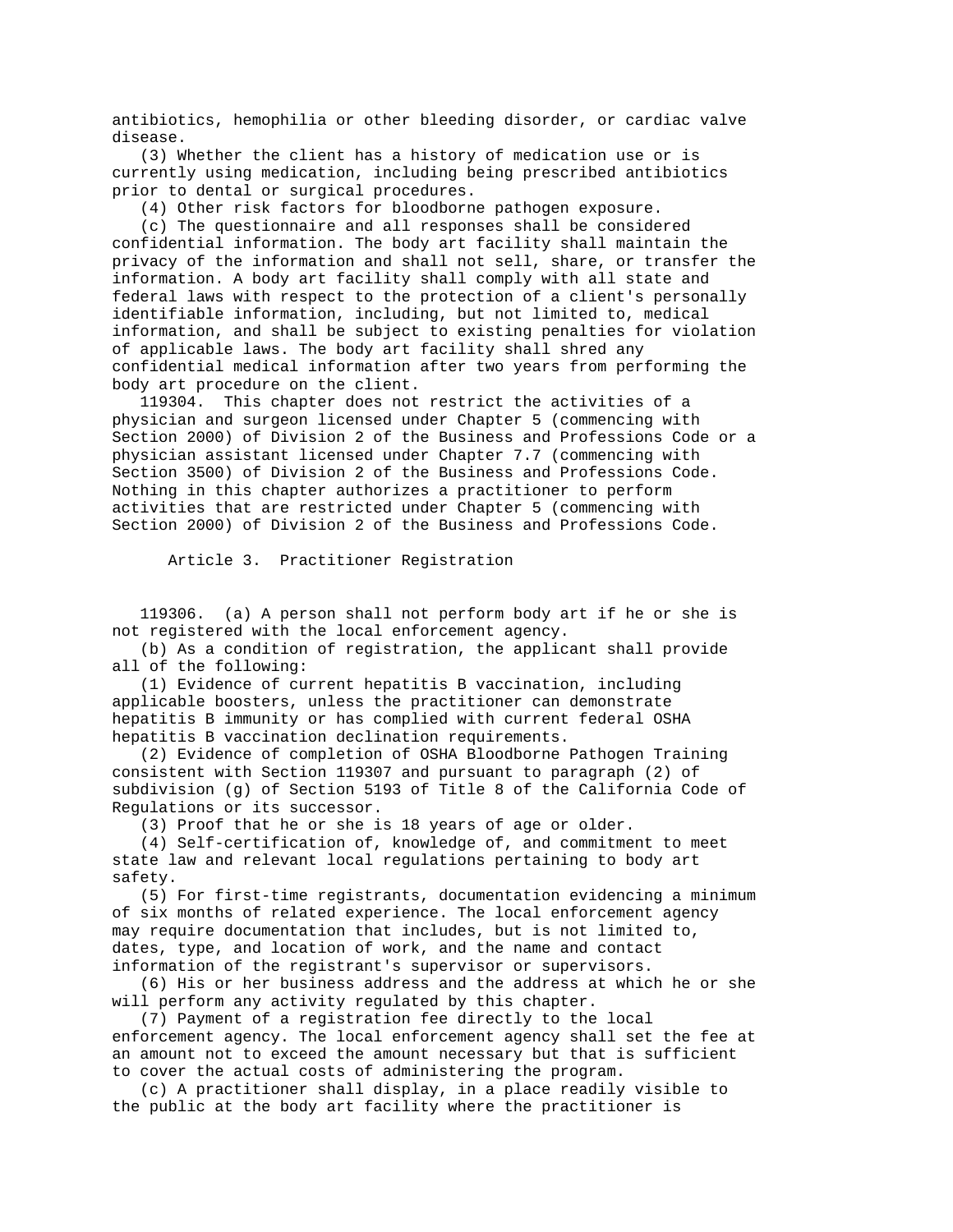antibiotics, hemophilia or other bleeding disorder, or cardiac valve disease.

(3) Whether the client has a history of medication use or is currently using medication, including being prescribed antibiotics prior to dental or surgical procedures.

(4) Other risk factors for bloodborne pathogen exposure.

(c) The questionnaire and all responses shall be considered confidential information. The body art facility shall maintain the privacy of the information and shall not sell, share, or transfer the information. A body art facility shall comply with all state and federal laws with respect to the protection of a client's personally identifiable information, including, but not limited to, medical information, and shall be subject to existing penalties for violation of applicable laws. The body art facility shall shred any confidential medical information after two years from performing the body art procedure on the client.

119304. This chapter does not restrict the activities of a physician and surgeon licensed under Chapter 5 (commencing with Section 2000) of Division 2 of the Business and Professions Code or a physician assistant licensed under Chapter 7.7 (commencing with Section 3500) of Division 2 of the Business and Professions Code. Nothing in this chapter authorizes a practitioner to perform activities that are restricted under Chapter 5 (commencing with Section 2000) of Division 2 of the Business and Professions Code.

## Article 3. Practitioner Registration

119306. (a) A person shall not perform body art if he or she is not registered with the local enforcement agency.

(b) As a condition of registration, the applicant shall provide all of the following:

(1) Evidence of current hepatitis B vaccination, including applicable boosters, unless the practitioner can demonstrate hepatitis B immunity or has complied with current federal OSHA hepatitis B vaccination declination requirements.

(2) Evidence of completion of OSHA Bloodborne Pathogen Training consistent with Section 119307 and pursuant to paragraph (2) of subdivision (g) of Section 5193 of Title 8 of the California Code of Regulations or its successor.

(3) Proof that he or she is 18 years of age or older.

(4) Self-certification of, knowledge of, and commitment to meet state law and relevant local regulations pertaining to body art safety.

(5) For first-time registrants, documentation evidencing a minimum of six months of related experience. The local enforcement agency may require documentation that includes, but is not limited to, dates, type, and location of work, and the name and contact information of the registrant's supervisor or supervisors.

(6) His or her business address and the address at which he or she will perform any activity regulated by this chapter.

(7) Payment of a registration fee directly to the local enforcement agency. The local enforcement agency shall set the fee at an amount not to exceed the amount necessary but that is sufficient to cover the actual costs of administering the program.

(c) A practitioner shall display, in a place readily visible to the public at the body art facility where the practitioner is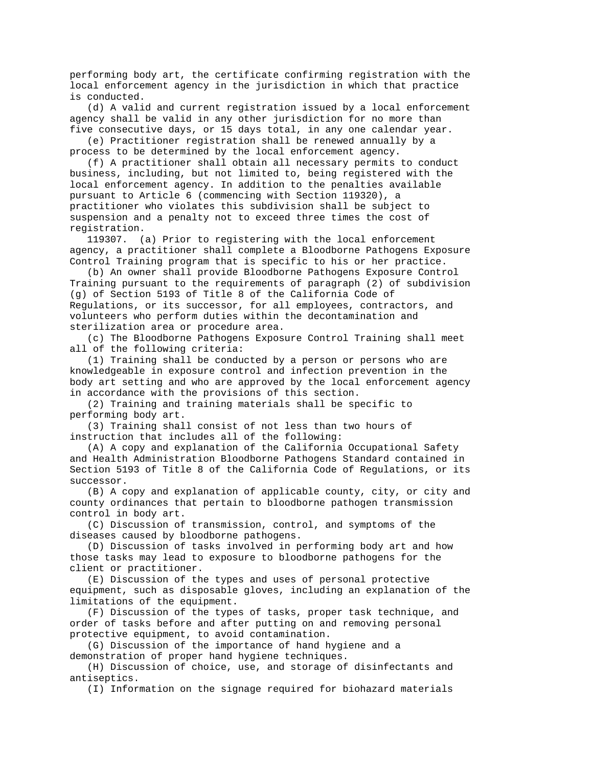performing body art, the certificate confirming registration with the local enforcement agency in the jurisdiction in which that practice is conducted.

(d) A valid and current registration issued by a local enforcement agency shall be valid in any other jurisdiction for no more than five consecutive days, or 15 days total, in any one calendar year.

(e) Practitioner registration shall be renewed annually by a process to be determined by the local enforcement agency.

(f) A practitioner shall obtain all necessary permits to conduct business, including, but not limited to, being registered with the local enforcement agency. In addition to the penalties available pursuant to Article 6 (commencing with Section 119320), a practitioner who violates this subdivision shall be subject to suspension and a penalty not to exceed three times the cost of registration.

119307. (a) Prior to registering with the local enforcement agency, a practitioner shall complete a Bloodborne Pathogens Exposure Control Training program that is specific to his or her practice.

(b) An owner shall provide Bloodborne Pathogens Exposure Control Training pursuant to the requirements of paragraph (2) of subdivision (g) of Section 5193 of Title 8 of the California Code of Regulations, or its successor, for all employees, contractors, and volunteers who perform duties within the decontamination and sterilization area or procedure area.

(c) The Bloodborne Pathogens Exposure Control Training shall meet all of the following criteria:

(1) Training shall be conducted by a person or persons who are knowledgeable in exposure control and infection prevention in the body art setting and who are approved by the local enforcement agency in accordance with the provisions of this section.

(2) Training and training materials shall be specific to performing body art.

(3) Training shall consist of not less than two hours of instruction that includes all of the following:

(A) A copy and explanation of the California Occupational Safety and Health Administration Bloodborne Pathogens Standard contained in Section 5193 of Title 8 of the California Code of Regulations, or its successor.

(B) A copy and explanation of applicable county, city, or city and county ordinances that pertain to bloodborne pathogen transmission control in body art.

(C) Discussion of transmission, control, and symptoms of the diseases caused by bloodborne pathogens.

(D) Discussion of tasks involved in performing body art and how those tasks may lead to exposure to bloodborne pathogens for the client or practitioner.

(E) Discussion of the types and uses of personal protective equipment, such as disposable gloves, including an explanation of the limitations of the equipment.

(F) Discussion of the types of tasks, proper task technique, and order of tasks before and after putting on and removing personal protective equipment, to avoid contamination.

(G) Discussion of the importance of hand hygiene and a demonstration of proper hand hygiene techniques.

(H) Discussion of choice, use, and storage of disinfectants and antiseptics.

(I) Information on the signage required for biohazard materials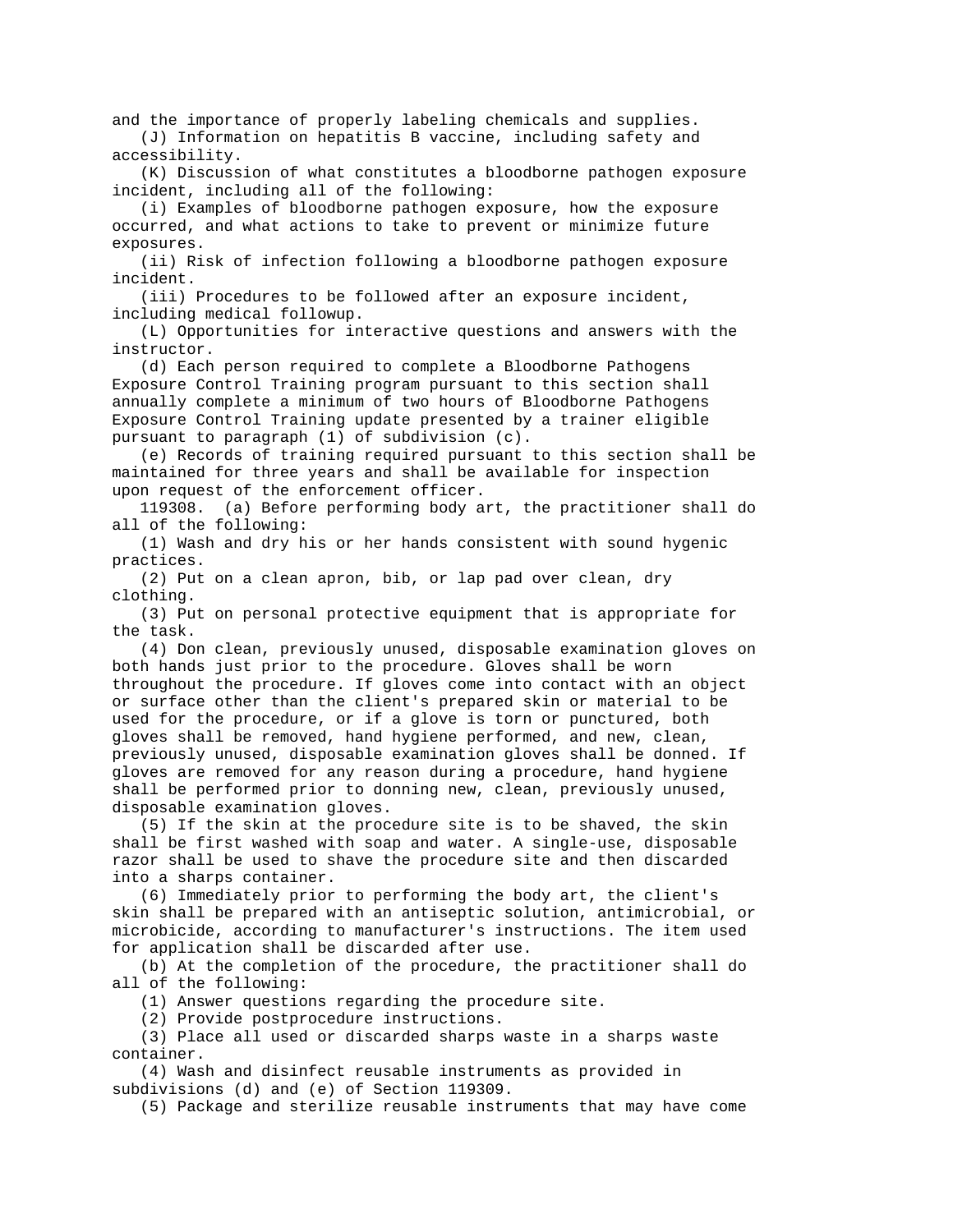and the importance of properly labeling chemicals and supplies.

(J) Information on hepatitis B vaccine, including safety and accessibility.

(K) Discussion of what constitutes a bloodborne pathogen exposure incident, including all of the following:

(i) Examples of bloodborne pathogen exposure, how the exposure occurred, and what actions to take to prevent or minimize future exposures.

(ii) Risk of infection following a bloodborne pathogen exposure incident.

(iii) Procedures to be followed after an exposure incident, including medical followup.

(L) Opportunities for interactive questions and answers with the instructor.

(d) Each person required to complete a Bloodborne Pathogens Exposure Control Training program pursuant to this section shall annually complete a minimum of two hours of Bloodborne Pathogens Exposure Control Training update presented by a trainer eligible pursuant to paragraph (1) of subdivision (c).

(e) Records of training required pursuant to this section shall be maintained for three years and shall be available for inspection upon request of the enforcement officer.

119308. (a) Before performing body art, the practitioner shall do all of the following:

(1) Wash and dry his or her hands consistent with sound hygenic practices.

(2) Put on a clean apron, bib, or lap pad over clean, dry clothing.

(3) Put on personal protective equipment that is appropriate for the task.

(4) Don clean, previously unused, disposable examination gloves on both hands just prior to the procedure. Gloves shall be worn throughout the procedure. If gloves come into contact with an object or surface other than the client's prepared skin or material to be used for the procedure, or if a glove is torn or punctured, both gloves shall be removed, hand hygiene performed, and new, clean, previously unused, disposable examination gloves shall be donned. If gloves are removed for any reason during a procedure, hand hygiene shall be performed prior to donning new, clean, previously unused, disposable examination gloves.

(5) If the skin at the procedure site is to be shaved, the skin shall be first washed with soap and water. A single-use, disposable razor shall be used to shave the procedure site and then discarded into a sharps container.

(6) Immediately prior to performing the body art, the client's skin shall be prepared with an antiseptic solution, antimicrobial, or microbicide, according to manufacturer's instructions. The item used for application shall be discarded after use.

(b) At the completion of the procedure, the practitioner shall do all of the following:

(1) Answer questions regarding the procedure site.

(2) Provide postprocedure instructions.

(3) Place all used or discarded sharps waste in a sharps waste container.

(4) Wash and disinfect reusable instruments as provided in subdivisions (d) and (e) of Section 119309.

(5) Package and sterilize reusable instruments that may have come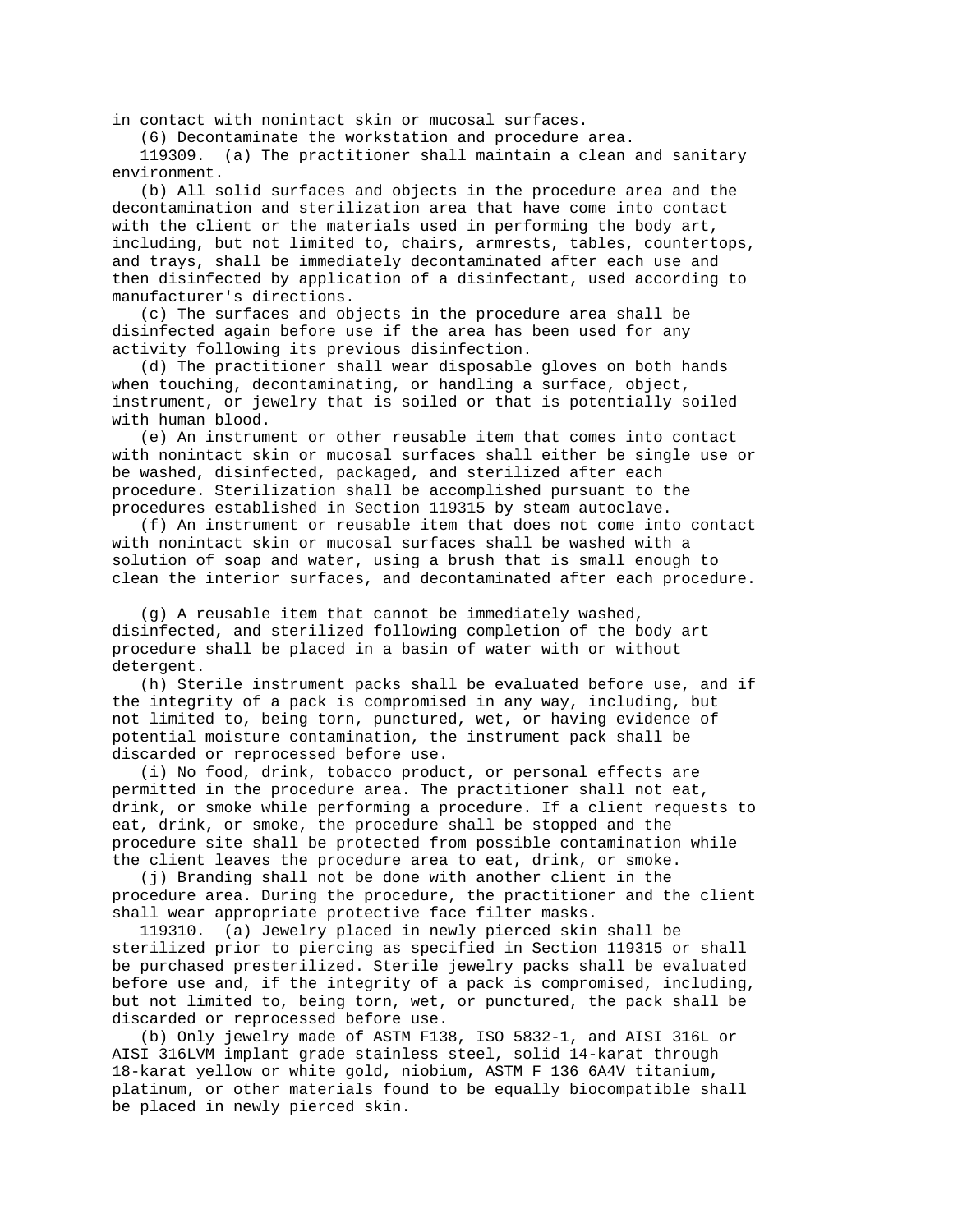in contact with nonintact skin or mucosal surfaces.

(6) Decontaminate the workstation and procedure area.

119309. (a) The practitioner shall maintain a clean and sanitary environment.

(b) All solid surfaces and objects in the procedure area and the decontamination and sterilization area that have come into contact with the client or the materials used in performing the body art, including, but not limited to, chairs, armrests, tables, countertops, and trays, shall be immediately decontaminated after each use and then disinfected by application of a disinfectant, used according to manufacturer's directions.

(c) The surfaces and objects in the procedure area shall be disinfected again before use if the area has been used for any activity following its previous disinfection.

(d) The practitioner shall wear disposable gloves on both hands when touching, decontaminating, or handling a surface, object, instrument, or jewelry that is soiled or that is potentially soiled with human blood.

(e) An instrument or other reusable item that comes into contact with nonintact skin or mucosal surfaces shall either be single use or be washed, disinfected, packaged, and sterilized after each procedure. Sterilization shall be accomplished pursuant to the procedures established in Section 119315 by steam autoclave.

(f) An instrument or reusable item that does not come into contact with nonintact skin or mucosal surfaces shall be washed with a solution of soap and water, using a brush that is small enough to clean the interior surfaces, and decontaminated after each procedure.

(g) A reusable item that cannot be immediately washed, disinfected, and sterilized following completion of the body art procedure shall be placed in a basin of water with or without detergent.

(h) Sterile instrument packs shall be evaluated before use, and if the integrity of a pack is compromised in any way, including, but not limited to, being torn, punctured, wet, or having evidence of potential moisture contamination, the instrument pack shall be discarded or reprocessed before use.

(i) No food, drink, tobacco product, or personal effects are permitted in the procedure area. The practitioner shall not eat, drink, or smoke while performing a procedure. If a client requests to eat, drink, or smoke, the procedure shall be stopped and the procedure site shall be protected from possible contamination while the client leaves the procedure area to eat, drink, or smoke.

(j) Branding shall not be done with another client in the procedure area. During the procedure, the practitioner and the client shall wear appropriate protective face filter masks.

119310. (a) Jewelry placed in newly pierced skin shall be sterilized prior to piercing as specified in Section 119315 or shall be purchased presterilized. Sterile jewelry packs shall be evaluated before use and, if the integrity of a pack is compromised, including, but not limited to, being torn, wet, or punctured, the pack shall be discarded or reprocessed before use.

(b) Only jewelry made of ASTM F138, ISO 5832-1, and AISI 316L or AISI 316LVM implant grade stainless steel, solid 14-karat through 18-karat yellow or white gold, niobium, ASTM F 136 6A4V titanium, platinum, or other materials found to be equally biocompatible shall be placed in newly pierced skin.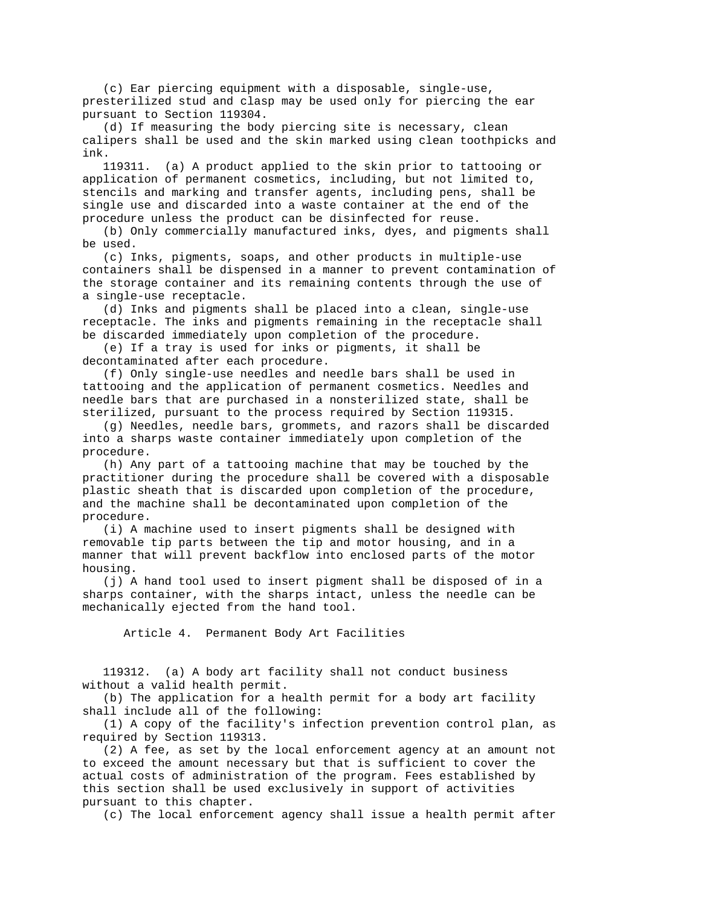(c) Ear piercing equipment with a disposable, single-use, presterilized stud and clasp may be used only for piercing the ear pursuant to Section 119304.

(d) If measuring the body piercing site is necessary, clean calipers shall be used and the skin marked using clean toothpicks and ink.

119311. (a) A product applied to the skin prior to tattooing or application of permanent cosmetics, including, but not limited to, stencils and marking and transfer agents, including pens, shall be single use and discarded into a waste container at the end of the procedure unless the product can be disinfected for reuse.

(b) Only commercially manufactured inks, dyes, and pigments shall be used.

(c) Inks, pigments, soaps, and other products in multiple-use containers shall be dispensed in a manner to prevent contamination of the storage container and its remaining contents through the use of a single-use receptacle.

(d) Inks and pigments shall be placed into a clean, single-use receptacle. The inks and pigments remaining in the receptacle shall be discarded immediately upon completion of the procedure.

(e) If a tray is used for inks or pigments, it shall be decontaminated after each procedure.

(f) Only single-use needles and needle bars shall be used in tattooing and the application of permanent cosmetics. Needles and needle bars that are purchased in a nonsterilized state, shall be sterilized, pursuant to the process required by Section 119315.

(g) Needles, needle bars, grommets, and razors shall be discarded into a sharps waste container immediately upon completion of the procedure.

(h) Any part of a tattooing machine that may be touched by the practitioner during the procedure shall be covered with a disposable plastic sheath that is discarded upon completion of the procedure, and the machine shall be decontaminated upon completion of the procedure.

(i) A machine used to insert pigments shall be designed with removable tip parts between the tip and motor housing, and in a manner that will prevent backflow into enclosed parts of the motor housing.

(j) A hand tool used to insert pigment shall be disposed of in a sharps container, with the sharps intact, unless the needle can be mechanically ejected from the hand tool.

## Article 4. Permanent Body Art Facilities

119312. (a) A body art facility shall not conduct business without a valid health permit.

(b) The application for a health permit for a body art facility shall include all of the following:

(1) A copy of the facility's infection prevention control plan, as required by Section 119313.

(2) A fee, as set by the local enforcement agency at an amount not to exceed the amount necessary but that is sufficient to cover the actual costs of administration of the program. Fees established by this section shall be used exclusively in support of activities pursuant to this chapter.

(c) The local enforcement agency shall issue a health permit after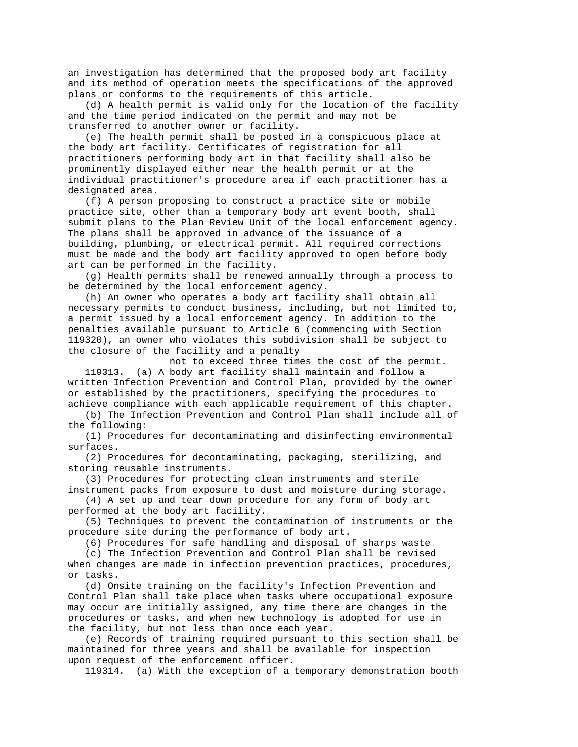an investigation has determined that the proposed body art facility and its method of operation meets the specifications of the approved plans or conforms to the requirements of this article.

(d) A health permit is valid only for the location of the facility and the time period indicated on the permit and may not be transferred to another owner or facility.

(e) The health permit shall be posted in a conspicuous place at the body art facility. Certificates of registration for all practitioners performing body art in that facility shall also be prominently displayed either near the health permit or at the individual practitioner's procedure area if each practitioner has a designated area.

(f) A person proposing to construct a practice site or mobile practice site, other than a temporary body art event booth, shall submit plans to the Plan Review Unit of the local enforcement agency. The plans shall be approved in advance of the issuance of a building, plumbing, or electrical permit. All required corrections must be made and the body art facility approved to open before body art can be performed in the facility.

(g) Health permits shall be renewed annually through a process to be determined by the local enforcement agency.

(h) An owner who operates a body art facility shall obtain all necessary permits to conduct business, including, but not limited to, a permit issued by a local enforcement agency. In addition to the penalties available pursuant to Article 6 (commencing with Section 119320), an owner who violates this subdivision shall be subject to the closure of the facility and a penalty not to exceed three times the cost of the permit.

119313. (a) A body art facility shall maintain and follow a written Infection Prevention and Control Plan, provided by the owner or established by the practitioners, specifying the procedures to achieve compliance with each applicable requirement of this chapter.

(b) The Infection Prevention and Control Plan shall include all of the following:

(1) Procedures for decontaminating and disinfecting environmental surfaces.

(2) Procedures for decontaminating, packaging, sterilizing, and storing reusable instruments.

(3) Procedures for protecting clean instruments and sterile instrument packs from exposure to dust and moisture during storage.

(4) A set up and tear down procedure for any form of body art performed at the body art facility.

(5) Techniques to prevent the contamination of instruments or the procedure site during the performance of body art.

(6) Procedures for safe handling and disposal of sharps waste.

(c) The Infection Prevention and Control Plan shall be revised when changes are made in infection prevention practices, procedures, or tasks.

(d) Onsite training on the facility's Infection Prevention and Control Plan shall take place when tasks where occupational exposure may occur are initially assigned, any time there are changes in the procedures or tasks, and when new technology is adopted for use in the facility, but not less than once each year.

(e) Records of training required pursuant to this section shall be maintained for three years and shall be available for inspection upon request of the enforcement officer.

119314. (a) With the exception of a temporary demonstration booth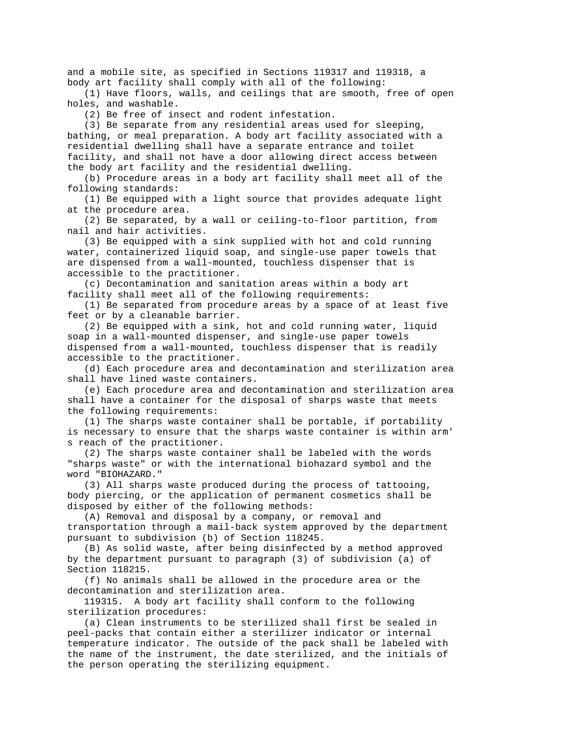and a mobile site, as specified in Sections 119317 and 119318, a body art facility shall comply with all of the following:

(1) Have floors, walls, and ceilings that are smooth, free of open holes, and washable.

(2) Be free of insect and rodent infestation.

(3) Be separate from any residential areas used for sleeping, bathing, or meal preparation. A body art facility associated with a residential dwelling shall have a separate entrance and toilet facility, and shall not have a door allowing direct access between the body art facility and the residential dwelling.

(b) Procedure areas in a body art facility shall meet all of the following standards:

(1) Be equipped with a light source that provides adequate light at the procedure area.

(2) Be separated, by a wall or ceiling-to-floor partition, from nail and hair activities.

(3) Be equipped with a sink supplied with hot and cold running water, containerized liquid soap, and single-use paper towels that are dispensed from a wall-mounted, touchless dispenser that is accessible to the practitioner.

(c) Decontamination and sanitation areas within a body art facility shall meet all of the following requirements:

(1) Be separated from procedure areas by a space of at least five feet or by a cleanable barrier.

(2) Be equipped with a sink, hot and cold running water, liquid soap in a wall-mounted dispenser, and single-use paper towels dispensed from a wall-mounted, touchless dispenser that is readily accessible to the practitioner.

(d) Each procedure area and decontamination and sterilization area shall have lined waste containers.

(e) Each procedure area and decontamination and sterilization area shall have a container for the disposal of sharps waste that meets the following requirements:

(1) The sharps waste container shall be portable, if portability is necessary to ensure that the sharps waste container is within arm's reach of the practitioner.

(2) The sharps waste container shall be labeled with the words "sharps waste" or with the international biohazard symbol and the word "BIOHAZARD."

(3) All sharps waste produced during the process of tattooing, body piercing, or the application of permanent cosmetics shall be disposed by either of the following methods:

(A) Removal and disposal by a company, or removal and transportation through a mail-back system approved by the department pursuant to subdivision (b) of Section 118245.

(B) As solid waste, after being disinfected by a method approved by the department pursuant to paragraph (3) of subdivision (a) of Section 118215.

(f) No animals shall be allowed in the procedure area or the decontamination and sterilization area.

119315. A body art facility shall conform to the following sterilization procedures:

(a) Clean instruments to be sterilized shall first be sealed in peel-packs that contain either a sterilizer indicator or internal temperature indicator. The outside of the pack shall be labeled with the name of the instrument, the date sterilized, and the initials of the person operating the sterilizing equipment.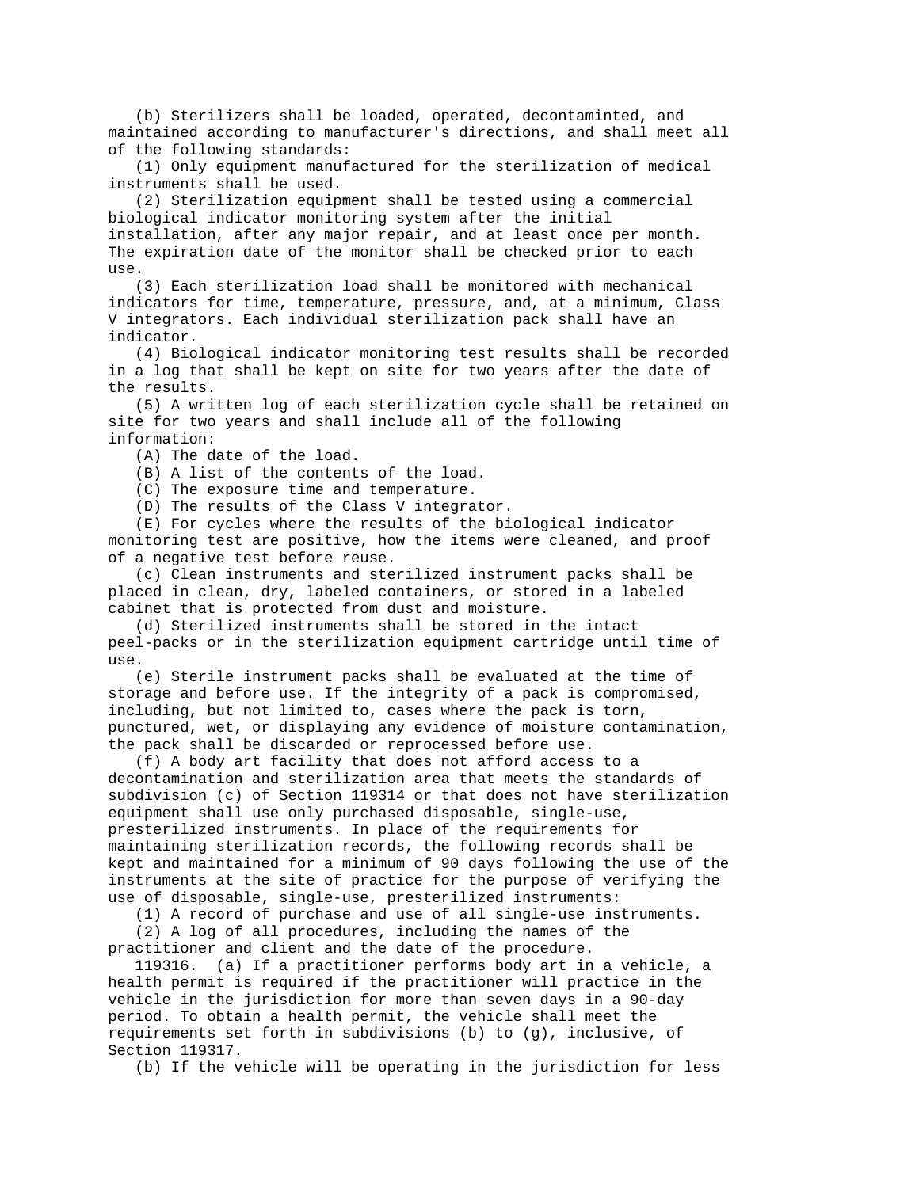(b) Sterilizers shall be loaded, operated, decontaminted, and maintained according to manufacturer's directions, and shall meet all of the following standards:

(1) Only equipment manufactured for the sterilization of medical instruments shall be used.

(2) Sterilization equipment shall be tested using a commercial biological indicator monitoring system after the initial installation, after any major repair, and at least once per month. The expiration date of the monitor shall be checked prior to each use.

(3) Each sterilization load shall be monitored with mechanical indicators for time, temperature, pressure, and, at a minimum, Class V integrators. Each individual sterilization pack shall have an indicator.

(4) Biological indicator monitoring test results shall be recorded in a log that shall be kept on site for two years after the date of the results.

(5) A written log of each sterilization cycle shall be retained on site for two years and shall include all of the following information:

(A) The date of the load.

(B) A list of the contents of the load.

(C) The exposure time and temperature.

(D) The results of the Class V integrator.

(E) For cycles where the results of the biological indicator monitoring test are positive, how the items were cleaned, and proof of a negative test before reuse.

(c) Clean instruments and sterilized instrument packs shall be placed in clean, dry, labeled containers, or stored in a labeled cabinet that is protected from dust and moisture.

(d) Sterilized instruments shall be stored in the intact peel-packs or in the sterilization equipment cartridge until time of use.

(e) Sterile instrument packs shall be evaluated at the time of storage and before use. If the integrity of a pack is compromised, including, but not limited to, cases where the pack is torn, punctured, wet, or displaying any evidence of moisture contamination, the pack shall be discarded or reprocessed before use.

(f) A body art facility that does not afford access to a decontamination and sterilization area that meets the standards of subdivision (c) of Section 119314 or that does not have sterilization equipment shall use only purchased disposable, single-use, presterilized instruments. In place of the requirements for maintaining sterilization records, the following records shall be kept and maintained for a minimum of 90 days following the use of the instruments at the site of practice for the purpose of verifying the use of disposable, single-use, presterilized instruments:

(1) A record of purchase and use of all single-use instruments.

(2) A log of all procedures, including the names of the practitioner and client and the date of the procedure.

119316. (a) If a practitioner performs body art in a vehicle, a health permit is required if the practitioner will practice in the vehicle in the jurisdiction for more than seven days in a 90-day period. To obtain a health permit, the vehicle shall meet the requirements set forth in subdivisions (b) to (g), inclusive, of Section 119317.

(b) If the vehicle will be operating in the jurisdiction for less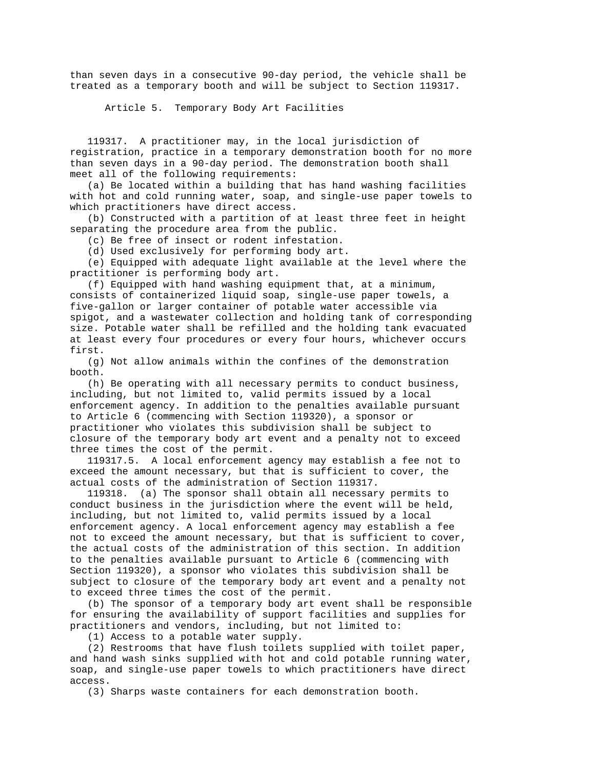than seven days in a consecutive 90-day period, the vehicle shall be treated as a temporary booth and will be subject to Section 119317.

## Article 5. Temporary Body Art Facilities

119317. A practitioner may, in the local jurisdiction of registration, practice in a temporary demonstration booth for no more than seven days in a 90-day period. The demonstration booth shall meet all of the following requirements:

(a) Be located within a building that has hand washing facilities with hot and cold running water, soap, and single-use paper towels to which practitioners have direct access.

(b) Constructed with a partition of at least three feet in height separating the procedure area from the public.

(c) Be free of insect or rodent infestation.

(d) Used exclusively for performing body art.

(e) Equipped with adequate light available at the level where the practitioner is performing body art.

(f) Equipped with hand washing equipment that, at a minimum, consists of containerized liquid soap, single-use paper towels, a five-gallon or larger container of potable water accessible via spigot, and a wastewater collection and holding tank of corresponding size. Potable water shall be refilled and the holding tank evacuated at least every four procedures or every four hours, whichever occurs first.

(g) Not allow animals within the confines of the demonstration booth.

(h) Be operating with all necessary permits to conduct business, including, but not limited to, valid permits issued by a local enforcement agency. In addition to the penalties available pursuant to Article 6 (commencing with Section 119320), a sponsor or practitioner who violates this subdivision shall be subject to closure of the temporary body art event and a penalty not to exceed three times the cost of the permit.

119317.5. A local enforcement agency may establish a fee not to exceed the amount necessary, but that is sufficient to cover, the actual costs of the administration of Section 119317.

119318. (a) The sponsor shall obtain all necessary permits to conduct business in the jurisdiction where the event will be held, including, but not limited to, valid permits issued by a local enforcement agency. A local enforcement agency may establish a fee not to exceed the amount necessary, but that is sufficient to cover, the actual costs of the administration of this section. In addition to the penalties available pursuant to Article 6 (commencing with Section 119320), a sponsor who violates this subdivision shall be subject to closure of the temporary body art event and a penalty not to exceed three times the cost of the permit.

(b) The sponsor of a temporary body art event shall be responsible for ensuring the availability of support facilities and supplies for practitioners and vendors, including, but not limited to:

(1) Access to a potable water supply.

(2) Restrooms that have flush toilets supplied with toilet paper, and hand wash sinks supplied with hot and cold potable running water, soap, and single-use paper towels to which practitioners have direct access.

(3) Sharps waste containers for each demonstration booth.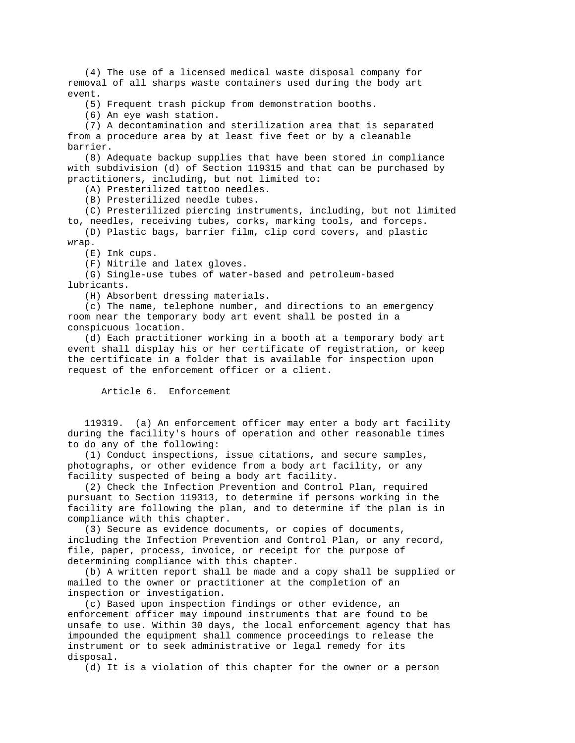(4) The use of a licensed medical waste disposal company for removal of all sharps waste containers used during the body art event.

(5) Frequent trash pickup from demonstration booths.

(6) An eye wash station.

(7) A decontamination and sterilization area that is separated from a procedure area by at least five feet or by a cleanable barrier.

(8) Adequate backup supplies that have been stored in compliance with subdivision (d) of Section 119315 and that can be purchased by practitioners, including, but not limited to:

(A) Presterilized tattoo needles.

(B) Presterilized needle tubes.

(C) Presterilized piercing instruments, including, but not limited to, needles, receiving tubes, corks, marking tools, and forceps.

(D) Plastic bags, barrier film, clip cord covers, and plastic wrap.

(E) Ink cups.

(F) Nitrile and latex gloves.

(G) Single-use tubes of water-based and petroleum-based lubricants.

(H) Absorbent dressing materials.

(c) The name, telephone number, and directions to an emergency room near the temporary body art event shall be posted in a conspicuous location.

(d) Each practitioner working in a booth at a temporary body art event shall display his or her certificate of registration, or keep the certificate in a folder that is available for inspection upon request of the enforcement officer or a client.

## Article 6. Enforcement

119319. (a) An enforcement officer may enter a body art facility during the facility's hours of operation and other reasonable times to do any of the following:

(1) Conduct inspections, issue citations, and secure samples, photographs, or other evidence from a body art facility, or any facility suspected of being a body art facility.

(2) Check the Infection Prevention and Control Plan, required pursuant to Section 119313, to determine if persons working in the facility are following the plan, and to determine if the plan is in compliance with this chapter.

(3) Secure as evidence documents, or copies of documents, including the Infection Prevention and Control Plan, or any record, file, paper, process, invoice, or receipt for the purpose of determining compliance with this chapter.

(b) A written report shall be made and a copy shall be supplied or mailed to the owner or practitioner at the completion of an inspection or investigation.

(c) Based upon inspection findings or other evidence, an enforcement officer may impound instruments that are found to be unsafe to use. Within 30 days, the local enforcement agency that has impounded the equipment shall commence proceedings to release the instrument or to seek administrative or legal remedy for its disposal.

(d) It is a violation of this chapter for the owner or a person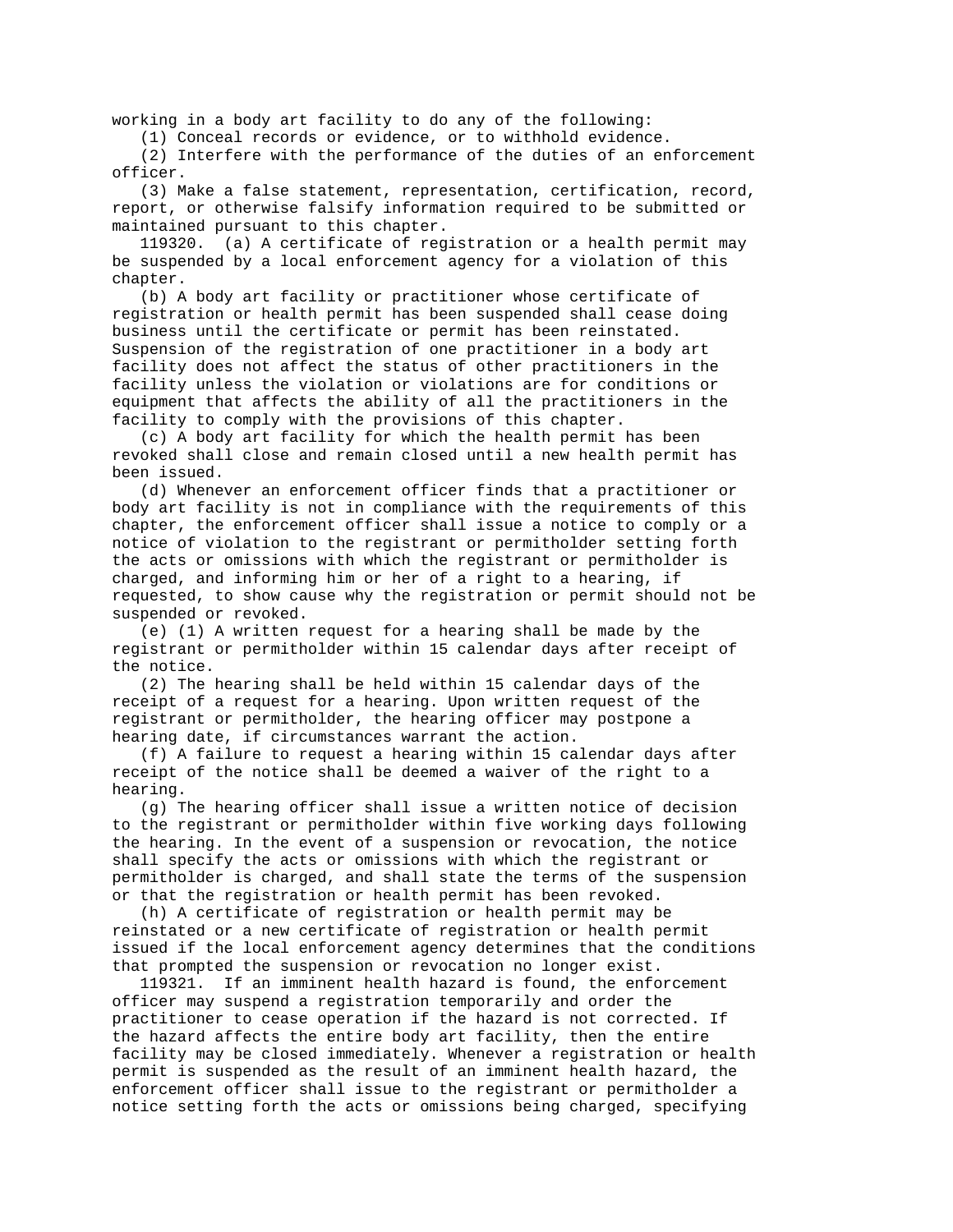working in a body art facility to do any of the following:

(1) Conceal records or evidence, or to withhold evidence.

(2) Interfere with the performance of the duties of an enforcement officer.

(3) Make a false statement, representation, certification, record, report, or otherwise falsify information required to be submitted or maintained pursuant to this chapter.

119320. (a) A certificate of registration or a health permit may be suspended by a local enforcement agency for a violation of this chapter.

(b) A body art facility or practitioner whose certificate of registration or health permit has been suspended shall cease doing business until the certificate or permit has been reinstated. Suspension of the registration of one practitioner in a body art facility does not affect the status of other practitioners in the facility unless the violation or violations are for conditions or equipment that affects the ability of all the practitioners in the facility to comply with the provisions of this chapter.

(c) A body art facility for which the health permit has been revoked shall close and remain closed until a new health permit has been issued.

(d) Whenever an enforcement officer finds that a practitioner or body art facility is not in compliance with the requirements of this chapter, the enforcement officer shall issue a notice to comply or a notice of violation to the registrant or permitholder setting forth the acts or omissions with which the registrant or permitholder is charged, and informing him or her of a right to a hearing, if requested, to show cause why the registration or permit should not be suspended or revoked.

(e) (1) A written request for a hearing shall be made by the registrant or permitholder within 15 calendar days after receipt of the notice.

(2) The hearing shall be held within 15 calendar days of the receipt of a request for a hearing. Upon written request of the registrant or permitholder, the hearing officer may postpone a hearing date, if circumstances warrant the action.

(f) A failure to request a hearing within 15 calendar days after receipt of the notice shall be deemed a waiver of the right to a hearing.

(g) The hearing officer shall issue a written notice of decision to the registrant or permitholder within five working days following the hearing. In the event of a suspension or revocation, the notice shall specify the acts or omissions with which the registrant or permitholder is charged, and shall state the terms of the suspension or that the registration or health permit has been revoked.

(h) A certificate of registration or health permit may be reinstated or a new certificate of registration or health permit issued if the local enforcement agency determines that the conditions that prompted the suspension or revocation no longer exist.

119321. If an imminent health hazard is found, the enforcement officer may suspend a registration temporarily and order the practitioner to cease operation if the hazard is not corrected. If the hazard affects the entire body art facility, then the entire facility may be closed immediately. Whenever a registration or health permit is suspended as the result of an imminent health hazard, the enforcement officer shall issue to the registrant or permitholder a notice setting forth the acts or omissions being charged, specifying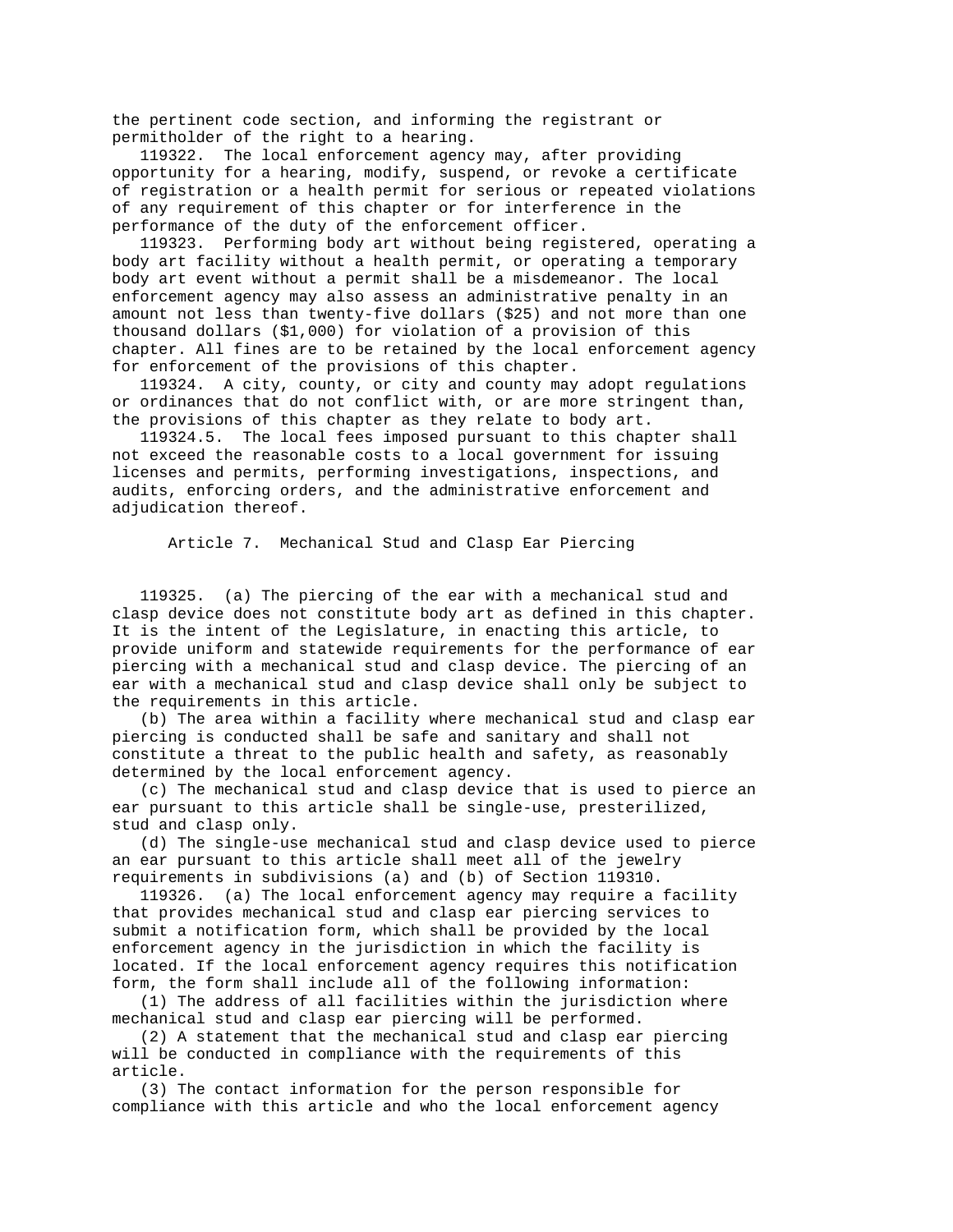the pertinent code section, and informing the registrant or permitholder of the right to a hearing.

119322. The local enforcement agency may, after providing opportunity for a hearing, modify, suspend, or revoke a certificate of registration or a health permit for serious or repeated violations of any requirement of this chapter or for interference in the performance of the duty of the enforcement officer.

119323. Performing body art without being registered, operating a body art facility without a health permit, or operating a temporary body art event without a permit shall be a misdemeanor. The local enforcement agency may also assess an administrative penalty in an amount not less than twenty-five dollars ($25) and not more than one thousand dollars ($1,000) for violation of a provision of this chapter. All fines are to be retained by the local enforcement agency for enforcement of the provisions of this chapter.

119324. A city, county, or city and county may adopt regulations or ordinances that do not conflict with, or are more stringent than, the provisions of this chapter as they relate to body art.

119324.5. The local fees imposed pursuant to this chapter shall not exceed the reasonable costs to a local government for issuing licenses and permits, performing investigations, inspections, and audits, enforcing orders, and the administrative enforcement and adjudication thereof.

## Article 7. Mechanical Stud and Clasp Ear Piercing

119325. (a) The piercing of the ear with a mechanical stud and clasp device does not constitute body art as defined in this chapter. It is the intent of the Legislature, in enacting this article, to provide uniform and statewide requirements for the performance of ear piercing with a mechanical stud and clasp device. The piercing of an ear with a mechanical stud and clasp device shall only be subject to the requirements in this article.

(b) The area within a facility where mechanical stud and clasp ear piercing is conducted shall be safe and sanitary and shall not constitute a threat to the public health and safety, as reasonably determined by the local enforcement agency.

(c) The mechanical stud and clasp device that is used to pierce an ear pursuant to this article shall be single-use, presterilized, stud and clasp only.

(d) The single-use mechanical stud and clasp device used to pierce an ear pursuant to this article shall meet all of the jewelry requirements in subdivisions (a) and (b) of Section 119310.

119326. (a) The local enforcement agency may require a facility that provides mechanical stud and clasp ear piercing services to submit a notification form, which shall be provided by the local enforcement agency in the jurisdiction in which the facility is located. If the local enforcement agency requires this notification form, the form shall include all of the following information:

(1) The address of all facilities within the jurisdiction where mechanical stud and clasp ear piercing will be performed.

(2) A statement that the mechanical stud and clasp ear piercing will be conducted in compliance with the requirements of this article.

(3) The contact information for the person responsible for compliance with this article and who the local enforcement agency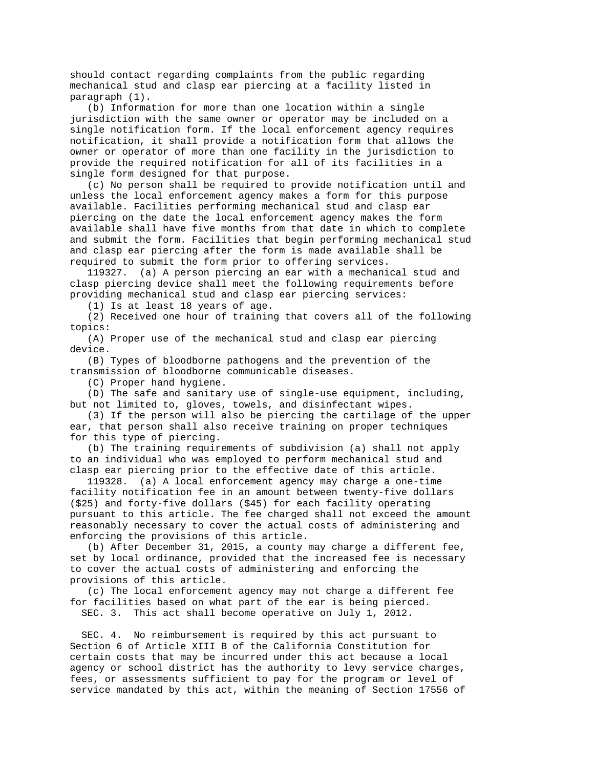should contact regarding complaints from the public regarding mechanical stud and clasp ear piercing at a facility listed in paragraph (1).

(b) Information for more than one location within a single jurisdiction with the same owner or operator may be included on a single notification form. If the local enforcement agency requires notification, it shall provide a notification form that allows the owner or operator of more than one facility in the jurisdiction to provide the required notification for all of its facilities in a single form designed for that purpose.

(c) No person shall be required to provide notification until and unless the local enforcement agency makes a form for this purpose available. Facilities performing mechanical stud and clasp ear piercing on the date the local enforcement agency makes the form available shall have five months from that date in which to complete and submit the form. Facilities that begin performing mechanical stud and clasp ear piercing after the form is made available shall be required to submit the form prior to offering services.

119327. (a) A person piercing an ear with a mechanical stud and clasp piercing device shall meet the following requirements before providing mechanical stud and clasp ear piercing services:

(1) Is at least 18 years of age.

(2) Received one hour of training that covers all of the following topics:

(A) Proper use of the mechanical stud and clasp ear piercing device.

(B) Types of bloodborne pathogens and the prevention of the transmission of bloodborne communicable diseases.

(C) Proper hand hygiene.

(D) The safe and sanitary use of single-use equipment, including, but not limited to, gloves, towels, and disinfectant wipes.

(3) If the person will also be piercing the cartilage of the upper ear, that person shall also receive training on proper techniques for this type of piercing.

(b) The training requirements of subdivision (a) shall not apply to an individual who was employed to perform mechanical stud and clasp ear piercing prior to the effective date of this article.

119328. (a) A local enforcement agency may charge a one-time facility notification fee in an amount between twenty-five dollars ($25) and forty-five dollars ($45) for each facility operating pursuant to this article. The fee charged shall not exceed the amount reasonably necessary to cover the actual costs of administering and enforcing the provisions of this article.

(b) After December 31, 2015, a county may charge a different fee, set by local ordinance, provided that the increased fee is necessary to cover the actual costs of administering and enforcing the provisions of this article.

(c) The local enforcement agency may not charge a different fee for facilities based on what part of the ear is being pierced.

SEC. 3. This act shall become operative on July 1, 2012.

SEC. 4. No reimbursement is required by this act pursuant to Section 6 of Article XIII B of the California Constitution for certain costs that may be incurred under this act because a local agency or school district has the authority to levy service charges, fees, or assessments sufficient to pay for the program or level of service mandated by this act, within the meaning of Section 17556 of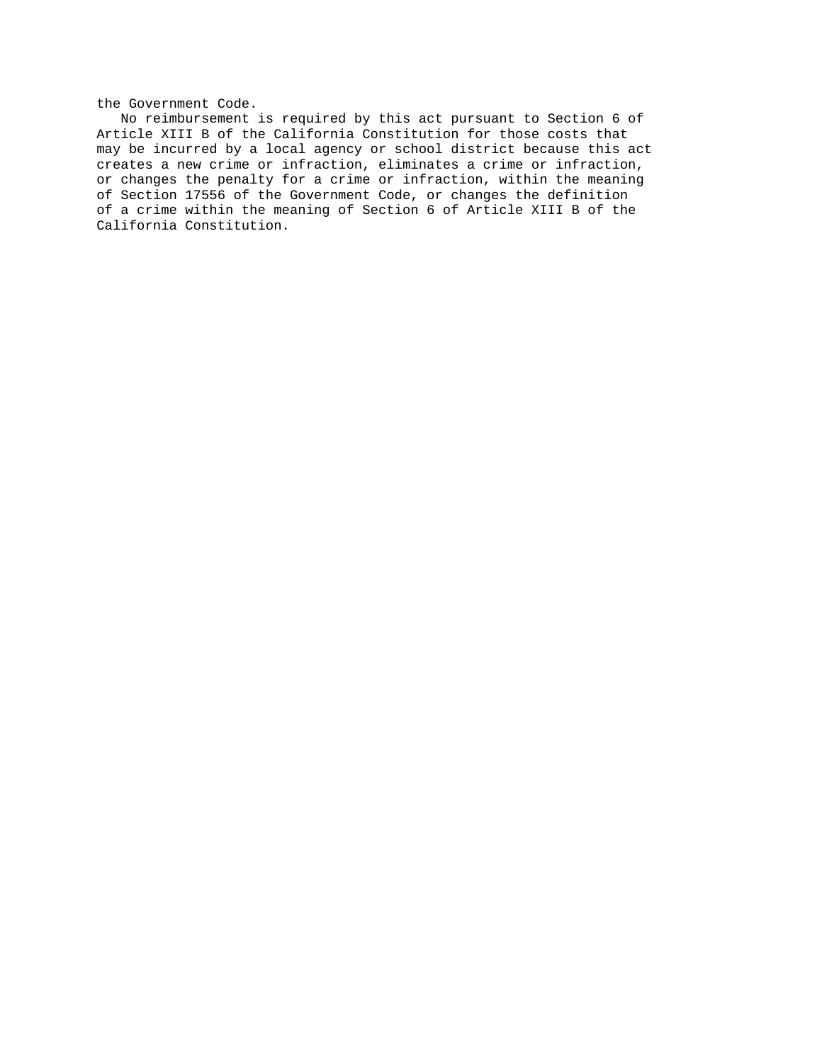the Government Code.

No reimbursement is required by this act pursuant to Section 6 of Article XIII B of the California Constitution for those costs that may be incurred by a local agency or school district because this act creates a new crime or infraction, eliminates a crime or infraction, or changes the penalty for a crime or infraction, within the meaning of Section 17556 of the Government Code, or changes the definition of a crime within the meaning of Section 6 of Article XIII B of the California Constitution.